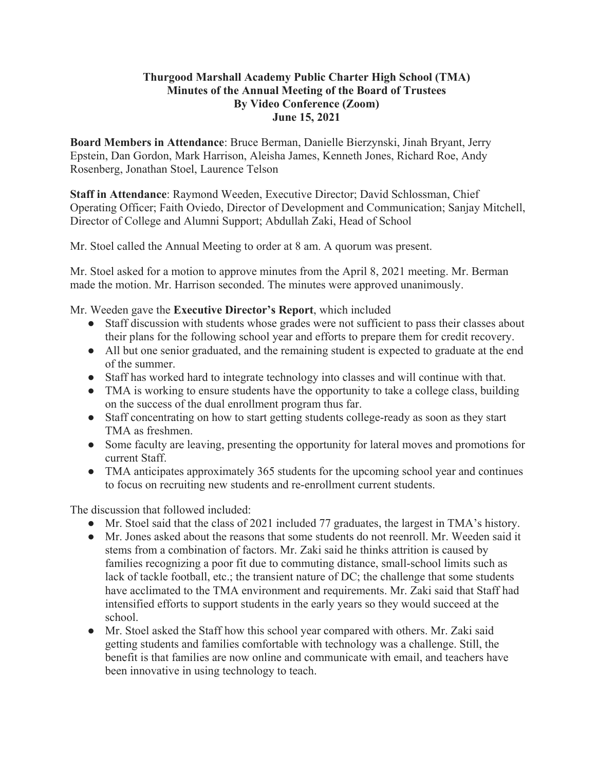**Thurgood Marshall Academy Public Charter High School (TMA)**
**Minutes of the Annual Meeting of the Board of Trustees**
**By Video Conference (Zoom)**
**June 15, 2021**

**Board Members in Attendance**: Bruce Berman, Danielle Bierzynski, Jinah Bryant, Jerry Epstein, Dan Gordon, Mark Harrison, Aleisha James, Kenneth Jones, Richard Roe, Andy Rosenberg, Jonathan Stoel, Laurence Telson

**Staff in Attendance**: Raymond Weeden, Executive Director; David Schlossman, Chief Operating Officer; Faith Oviedo, Director of Development and Communication; Sanjay Mitchell, Director of College and Alumni Support; Abdullah Zaki, Head of School

Mr. Stoel called the Annual Meeting to order at 8 am. A quorum was present.

Mr. Stoel asked for a motion to approve minutes from the April 8, 2021 meeting. Mr. Berman made the motion. Mr. Harrison seconded. The minutes were approved unanimously.

Mr. Weeden gave the **Executive Director's Report**, which included

- Staff discussion with students whose grades were not sufficient to pass their classes about their plans for the following school year and efforts to prepare them for credit recovery.
- All but one senior graduated, and the remaining student is expected to graduate at the end of the summer.
- Staff has worked hard to integrate technology into classes and will continue with that.
- TMA is working to ensure students have the opportunity to take a college class, building on the success of the dual enrollment program thus far.
- Staff concentrating on how to start getting students college-ready as soon as they start TMA as freshmen.
- Some faculty are leaving, presenting the opportunity for lateral moves and promotions for current Staff.
- TMA anticipates approximately 365 students for the upcoming school year and continues to focus on recruiting new students and re-enrollment current students.

The discussion that followed included:

- Mr. Stoel said that the class of 2021 included 77 graduates, the largest in TMA's history.
- Mr. Jones asked about the reasons that some students do not reenroll. Mr. Weeden said it stems from a combination of factors. Mr. Zaki said he thinks attrition is caused by families recognizing a poor fit due to commuting distance, small-school limits such as lack of tackle football, etc.; the transient nature of DC; the challenge that some students have acclimated to the TMA environment and requirements. Mr. Zaki said that Staff had intensified efforts to support students in the early years so they would succeed at the school.
- Mr. Stoel asked the Staff how this school year compared with others. Mr. Zaki said getting students and families comfortable with technology was a challenge. Still, the benefit is that families are now online and communicate with email, and teachers have been innovative in using technology to teach.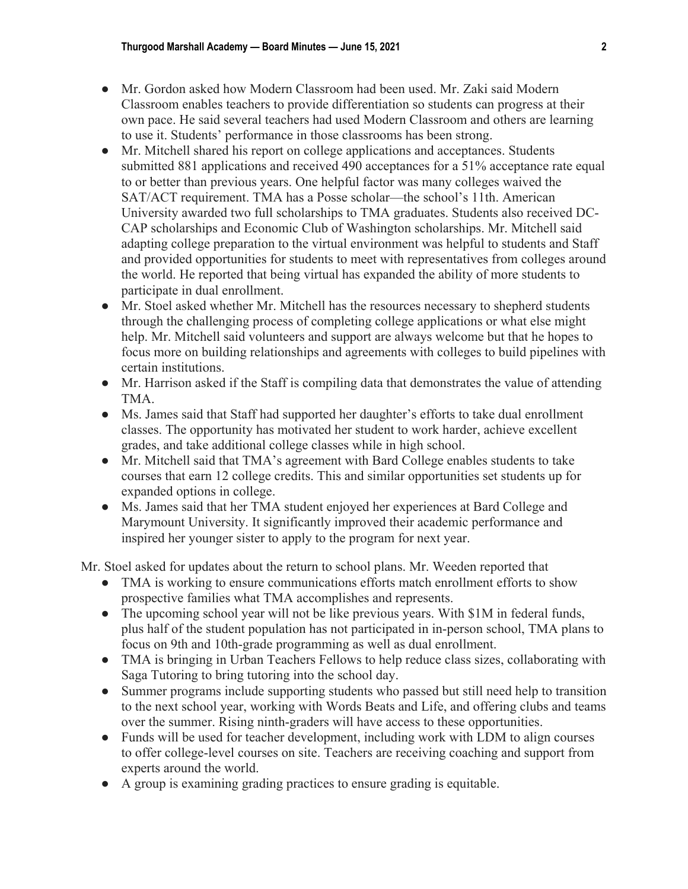- Mr. Gordon asked how Modern Classroom had been used. Mr. Zaki said Modern Classroom enables teachers to provide differentiation so students can progress at their own pace. He said several teachers had used Modern Classroom and others are learning to use it. Students' performance in those classrooms has been strong.
- Mr. Mitchell shared his report on college applications and acceptances. Students submitted 881 applications and received 490 acceptances for a 51% acceptance rate equal to or better than previous years. One helpful factor was many colleges waived the SAT/ACT requirement. TMA has a Posse scholar—the school's 11th. American University awarded two full scholarships to TMA graduates. Students also received DC-CAP scholarships and Economic Club of Washington scholarships. Mr. Mitchell said adapting college preparation to the virtual environment was helpful to students and Staff and provided opportunities for students to meet with representatives from colleges around the world. He reported that being virtual has expanded the ability of more students to participate in dual enrollment.
- Mr. Stoel asked whether Mr. Mitchell has the resources necessary to shepherd students through the challenging process of completing college applications or what else might help. Mr. Mitchell said volunteers and support are always welcome but that he hopes to focus more on building relationships and agreements with colleges to build pipelines with certain institutions.
- Mr. Harrison asked if the Staff is compiling data that demonstrates the value of attending TMA.
- Ms. James said that Staff had supported her daughter's efforts to take dual enrollment classes. The opportunity has motivated her student to work harder, achieve excellent grades, and take additional college classes while in high school.
- Mr. Mitchell said that TMA's agreement with Bard College enables students to take courses that earn 12 college credits. This and similar opportunities set students up for expanded options in college.
- Ms. James said that her TMA student enjoyed her experiences at Bard College and Marymount University. It significantly improved their academic performance and inspired her younger sister to apply to the program for next year.

Mr. Stoel asked for updates about the return to school plans. Mr. Weeden reported that

- TMA is working to ensure communications efforts match enrollment efforts to show prospective families what TMA accomplishes and represents.
- The upcoming school year will not be like previous years. With $1M in federal funds, plus half of the student population has not participated in in-person school, TMA plans to focus on 9th and 10th-grade programming as well as dual enrollment.
- TMA is bringing in Urban Teachers Fellows to help reduce class sizes, collaborating with Saga Tutoring to bring tutoring into the school day.
- Summer programs include supporting students who passed but still need help to transition to the next school year, working with Words Beats and Life, and offering clubs and teams over the summer. Rising ninth-graders will have access to these opportunities.
- Funds will be used for teacher development, including work with LDM to align courses to offer college-level courses on site. Teachers are receiving coaching and support from experts around the world.
- A group is examining grading practices to ensure grading is equitable.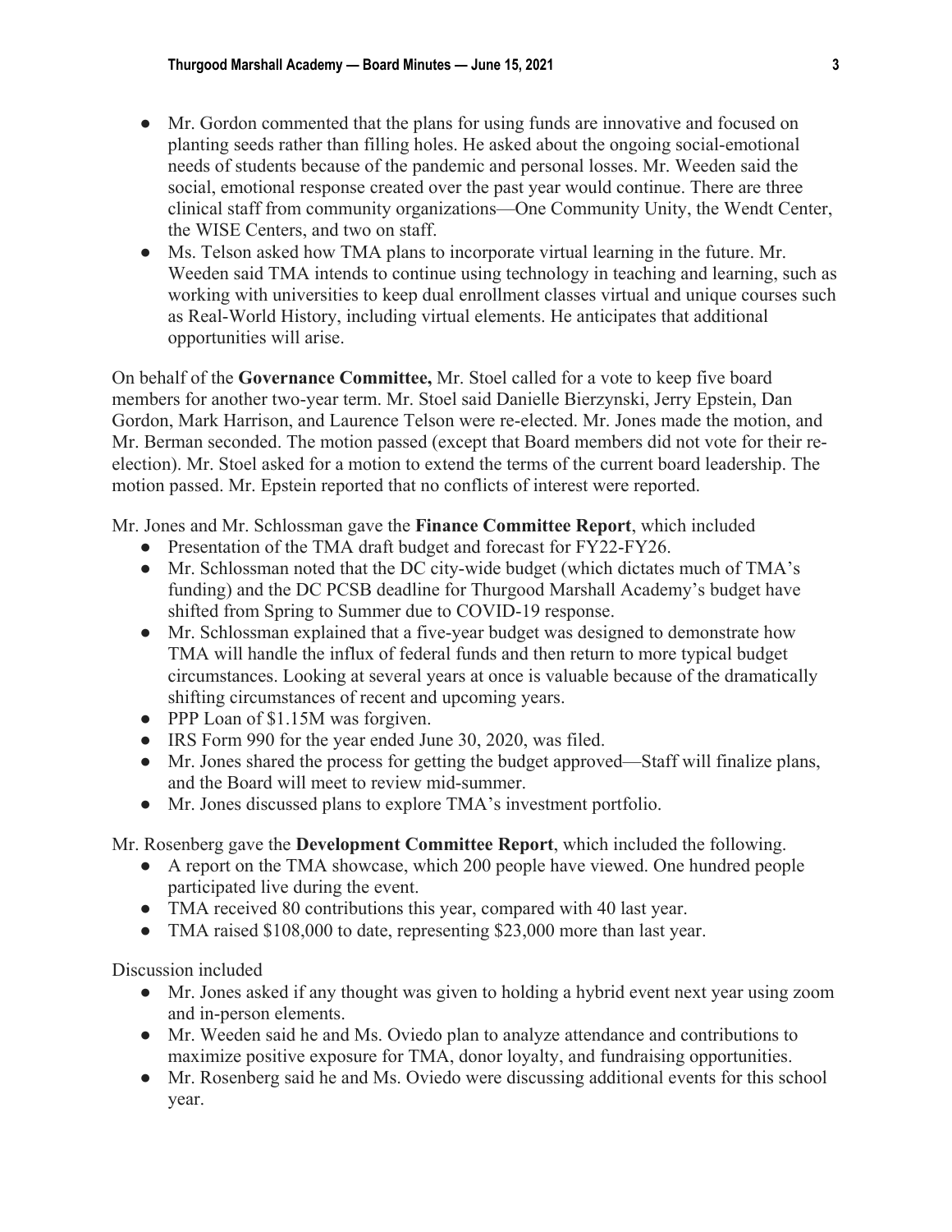- Mr. Gordon commented that the plans for using funds are innovative and focused on planting seeds rather than filling holes. He asked about the ongoing social-emotional needs of students because of the pandemic and personal losses. Mr. Weeden said the social, emotional response created over the past year would continue. There are three clinical staff from community organizations—One Community Unity, the Wendt Center, the WISE Centers, and two on staff.
- Ms. Telson asked how TMA plans to incorporate virtual learning in the future. Mr. Weeden said TMA intends to continue using technology in teaching and learning, such as working with universities to keep dual enrollment classes virtual and unique courses such as Real-World History, including virtual elements. He anticipates that additional opportunities will arise.

On behalf of the **Governance Committee,** Mr. Stoel called for a vote to keep five board members for another two-year term. Mr. Stoel said Danielle Bierzynski, Jerry Epstein, Dan Gordon, Mark Harrison, and Laurence Telson were re-elected. Mr. Jones made the motion, and Mr. Berman seconded. The motion passed (except that Board members did not vote for their re-election). Mr. Stoel asked for a motion to extend the terms of the current board leadership. The motion passed. Mr. Epstein reported that no conflicts of interest were reported.

Mr. Jones and Mr. Schlossman gave the **Finance Committee Report**, which included

- Presentation of the TMA draft budget and forecast for FY22-FY26.
- Mr. Schlossman noted that the DC city-wide budget (which dictates much of TMA's funding) and the DC PCSB deadline for Thurgood Marshall Academy's budget have shifted from Spring to Summer due to COVID-19 response.
- Mr. Schlossman explained that a five-year budget was designed to demonstrate how TMA will handle the influx of federal funds and then return to more typical budget circumstances. Looking at several years at once is valuable because of the dramatically shifting circumstances of recent and upcoming years.
- PPP Loan of $1.15M was forgiven.
- IRS Form 990 for the year ended June 30, 2020, was filed.
- Mr. Jones shared the process for getting the budget approved—Staff will finalize plans, and the Board will meet to review mid-summer.
- Mr. Jones discussed plans to explore TMA's investment portfolio.

Mr. Rosenberg gave the **Development Committee Report**, which included the following.

- A report on the TMA showcase, which 200 people have viewed. One hundred people participated live during the event.
- TMA received 80 contributions this year, compared with 40 last year.
- TMA raised $108,000 to date, representing $23,000 more than last year.

Discussion included

- Mr. Jones asked if any thought was given to holding a hybrid event next year using zoom and in-person elements.
- Mr. Weeden said he and Ms. Oviedo plan to analyze attendance and contributions to maximize positive exposure for TMA, donor loyalty, and fundraising opportunities.
- Mr. Rosenberg said he and Ms. Oviedo were discussing additional events for this school year.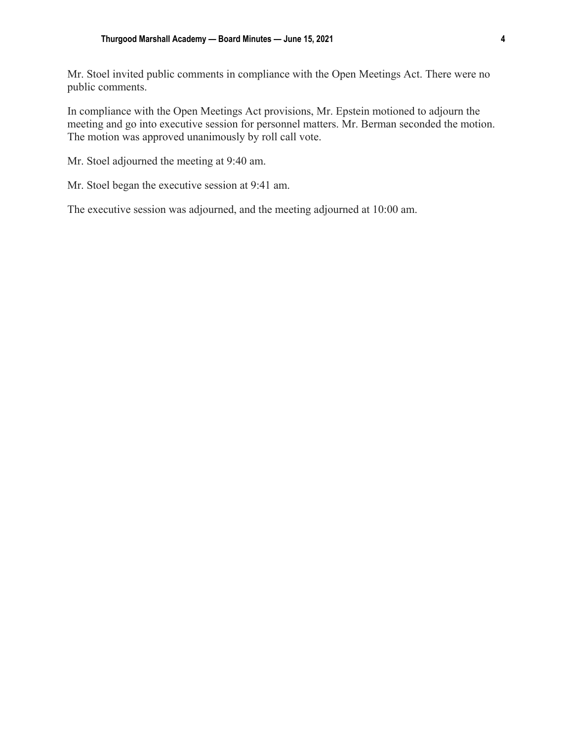Mr. Stoel invited public comments in compliance with the Open Meetings Act. There were no public comments.

In compliance with the Open Meetings Act provisions, Mr. Epstein motioned to adjourn the meeting and go into executive session for personnel matters. Mr. Berman seconded the motion. The motion was approved unanimously by roll call vote.

Mr. Stoel adjourned the meeting at 9:40 am.

Mr. Stoel began the executive session at 9:41 am.

The executive session was adjourned, and the meeting adjourned at 10:00 am.